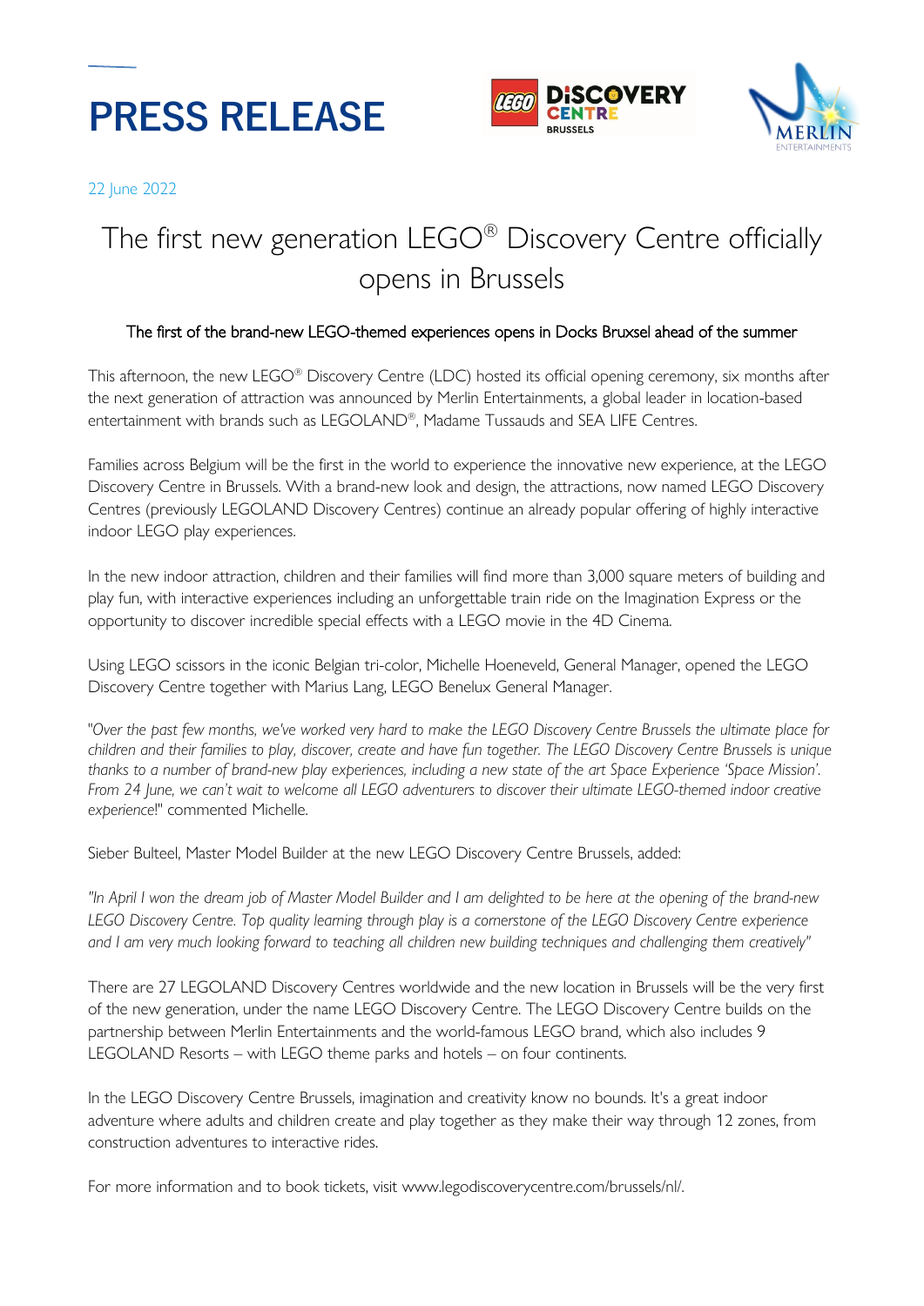# PRESS RELEASE

22 June 2022

## The first new generation LEGO® Discovery Centre officially opens in Brussels

### The first of the brand-new LEGO-themed experiences opens in Docks Bruxsel ahead of the summer

This afternoon, the new LEGO® Discovery Centre (LDC) hosted its official opening ceremony, six months after the next generation of attraction was announced by Merlin Entertainments, a global leader in location-based entertainment with brands such as LEGOLAND®, Madame Tussauds and SEA LIFE Centres.

Families across Belgium will be the first in the world to experience the innovative new experience, at the LEGO Discovery Centre in Brussels. With a brand-new look and design, the attractions, now named LEGO Discovery Centres (previously LEGOLAND Discovery Centres) continue an already popular offering of highly interactive indoor LEGO play experiences.

In the new indoor attraction, children and their families will find more than 3,000 square meters of building and play fun, with interactive experiences including an unforgettable train ride on the Imagination Express or the opportunity to discover incredible special effects with a LEGO movie in the 4D Cinema.

Using LEGO scissors in the iconic Belgian tri-color, Michelle Hoeneveld, General Manager, opened the LEGO Discovery Centre together with Marius Lang, LEGO Benelux General Manager.

"*Over the past few months, we've worked very hard to make the LEGO Discovery Centre Brussels the ultimate place for children and their families to play, discover, create and have fun together. The LEGO Discovery Centre Brussels is unique thanks to a number of brand-new play experiences, including a new state of the art Space Experience 'Space Mission'. From 24 June, we can't wait to welcome all LEGO adventurers to discover their ultimate LEGO-themed indoor creative experience*!" commented Michelle.

Sieber Bulteel, Master Model Builder at the new LEGO Discovery Centre Brussels, added:

*"In April I won the dream job of Master Model Builder and I am delighted to be here at the opening of the brand-new LEGO Discovery Centre. Top quality learning through play is a cornerstone of the LEGO Discovery Centre experience and I am very much looking forward to teaching all children new building techniques and challenging them creatively"*

There are 27 LEGOLAND Discovery Centres worldwide and the new location in Brussels will be the very first of the new generation, under the name LEGO Discovery Centre. The LEGO Discovery Centre builds on the partnership between Merlin Entertainments and the world-famous LEGO brand, which also includes 9 LEGOLAND Resorts – with LEGO theme parks and hotels – on four continents.

In the LEGO Discovery Centre Brussels, imagination and creativity know no bounds. It's a great indoor adventure where adults and children create and play together as they make their way through 12 zones, from construction adventures to interactive rides.

For more information and to book tickets, visit www.legodiscoverycentre.com/brussels/nl/.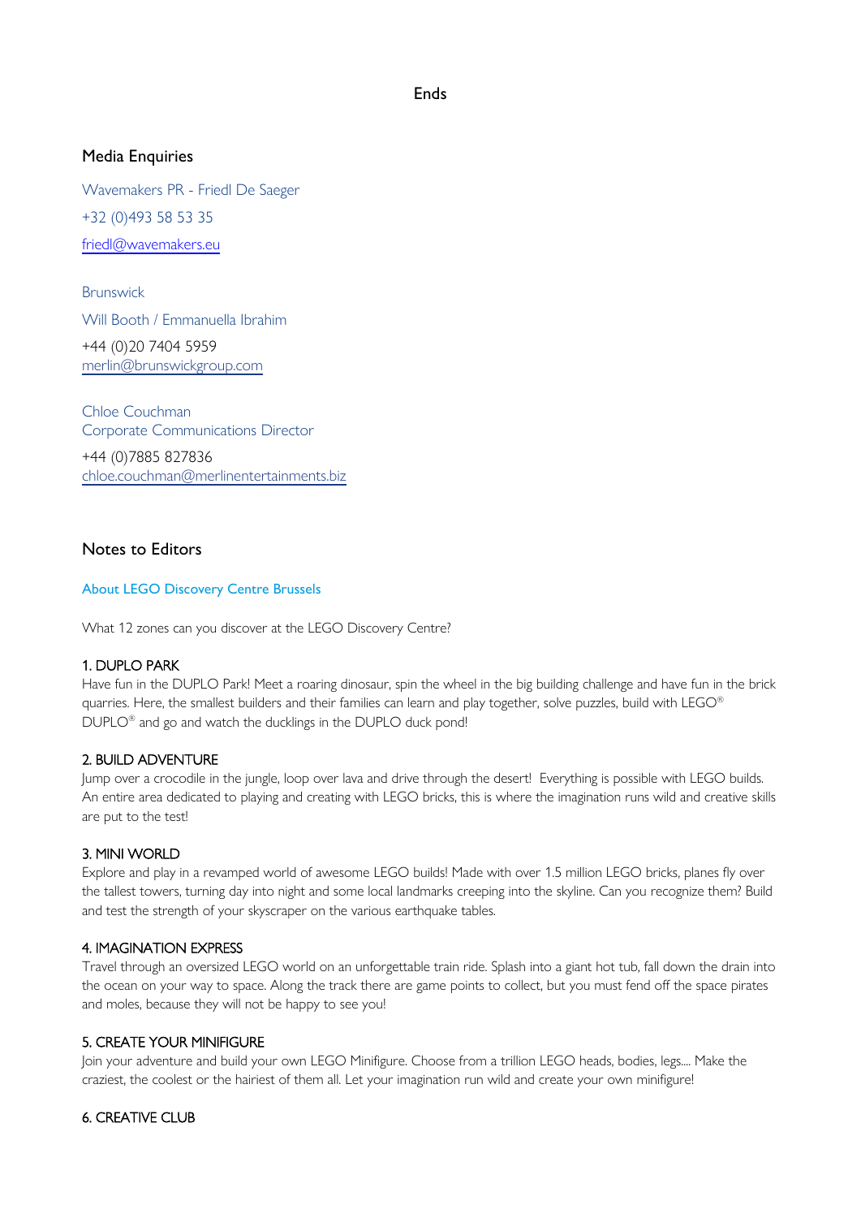Ends

## Media Enquiries

Wavemakers PR - Friedl De Saeger

+32 (0)493 58 53 35

friedl@wavemakers.eu

Brunswick

Will Booth / Emmanuella Ibrahim

+44 (0)20 7404 5959
merlin@brunswickgroup.com

Chloe Couchman
Corporate Communications Director

+44 (0)7885 827836
chloe.couchman@merlinentertainments.biz

## Notes to Editors

### About LEGO Discovery Centre Brussels

What 12 zones can you discover at the LEGO Discovery Centre?

**1. DUPLO PARK**
Have fun in the DUPLO Park! Meet a roaring dinosaur, spin the wheel in the big building challenge and have fun in the brick quarries. Here, the smallest builders and their families can learn and play together, solve puzzles, build with LEGO® DUPLO® and go and watch the ducklings in the DUPLO duck pond!

**2. BUILD ADVENTURE**
Jump over a crocodile in the jungle, loop over lava and drive through the desert! Everything is possible with LEGO builds. An entire area dedicated to playing and creating with LEGO bricks, this is where the imagination runs wild and creative skills are put to the test!

**3. MINI WORLD**
Explore and play in a revamped world of awesome LEGO builds! Made with over 1.5 million LEGO bricks, planes fly over the tallest towers, turning day into night and some local landmarks creeping into the skyline. Can you recognize them? Build and test the strength of your skyscraper on the various earthquake tables.

**4. IMAGINATION EXPRESS**
Travel through an oversized LEGO world on an unforgettable train ride. Splash into a giant hot tub, fall down the drain into the ocean on your way to space. Along the track there are game points to collect, but you must fend off the space pirates and moles, because they will not be happy to see you!

**5. CREATE YOUR MINIFIGURE**
Join your adventure and build your own LEGO Minifigure. Choose from a trillion LEGO heads, bodies, legs.... Make the craziest, the coolest or the hairiest of them all. Let your imagination run wild and create your own minifigure!

**6. CREATIVE CLUB**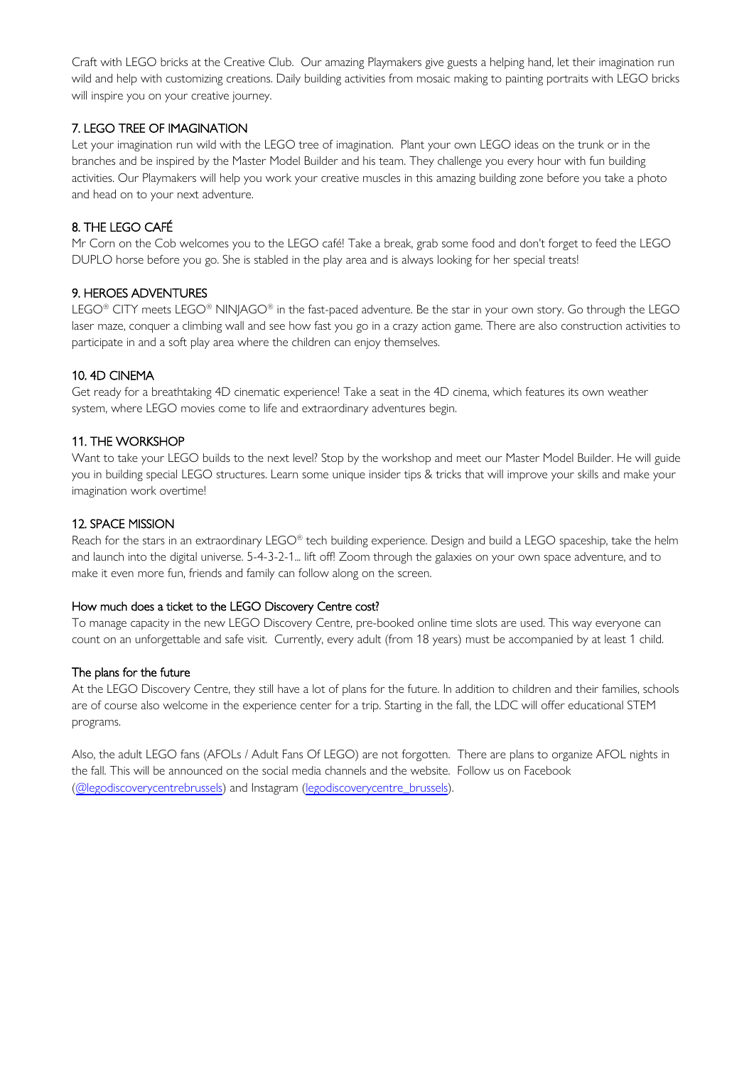Craft with LEGO bricks at the Creative Club. Our amazing Playmakers give guests a helping hand, let their imagination run wild and help with customizing creations. Daily building activities from mosaic making to painting portraits with LEGO bricks will inspire you on your creative journey.

## 7. LEGO TREE OF IMAGINATION

Let your imagination run wild with the LEGO tree of imagination. Plant your own LEGO ideas on the trunk or in the branches and be inspired by the Master Model Builder and his team. They challenge you every hour with fun building activities. Our Playmakers will help you work your creative muscles in this amazing building zone before you take a photo and head on to your next adventure.

## 8. THE LEGO CAFÉ

Mr Corn on the Cob welcomes you to the LEGO café! Take a break, grab some food and don't forget to feed the LEGO DUPLO horse before you go. She is stabled in the play area and is always looking for her special treats!

## 9. HEROES ADVENTURES

LEGO® CITY meets LEGO® NINJAGO® in the fast-paced adventure. Be the star in your own story. Go through the LEGO laser maze, conquer a climbing wall and see how fast you go in a crazy action game. There are also construction activities to participate in and a soft play area where the children can enjoy themselves.

## 10. 4D CINEMA

Get ready for a breathtaking 4D cinematic experience! Take a seat in the 4D cinema, which features its own weather system, where LEGO movies come to life and extraordinary adventures begin.

## 11. THE WORKSHOP

Want to take your LEGO builds to the next level? Stop by the workshop and meet our Master Model Builder. He will guide you in building special LEGO structures. Learn some unique insider tips & tricks that will improve your skills and make your imagination work overtime!

## 12. SPACE MISSION

Reach for the stars in an extraordinary LEGO® tech building experience. Design and build a LEGO spaceship, take the helm and launch into the digital universe. 5-4-3-2-1... lift off! Zoom through the galaxies on your own space adventure, and to make it even more fun, friends and family can follow along on the screen.

## How much does a ticket to the LEGO Discovery Centre cost?

To manage capacity in the new LEGO Discovery Centre, pre-booked online time slots are used. This way everyone can count on an unforgettable and safe visit. Currently, every adult (from 18 years) must be accompanied by at least 1 child.

## The plans for the future

At the LEGO Discovery Centre, they still have a lot of plans for the future. In addition to children and their families, schools are of course also welcome in the experience center for a trip. Starting in the fall, the LDC will offer educational STEM programs.

Also, the adult LEGO fans (AFOLs / Adult Fans Of LEGO) are not forgotten. There are plans to organize AFOL nights in the fall. This will be announced on the social media channels and the website. Follow us on Facebook (@legodiscoverycentrebrussels) and Instagram (legodiscoverycentre_brussels).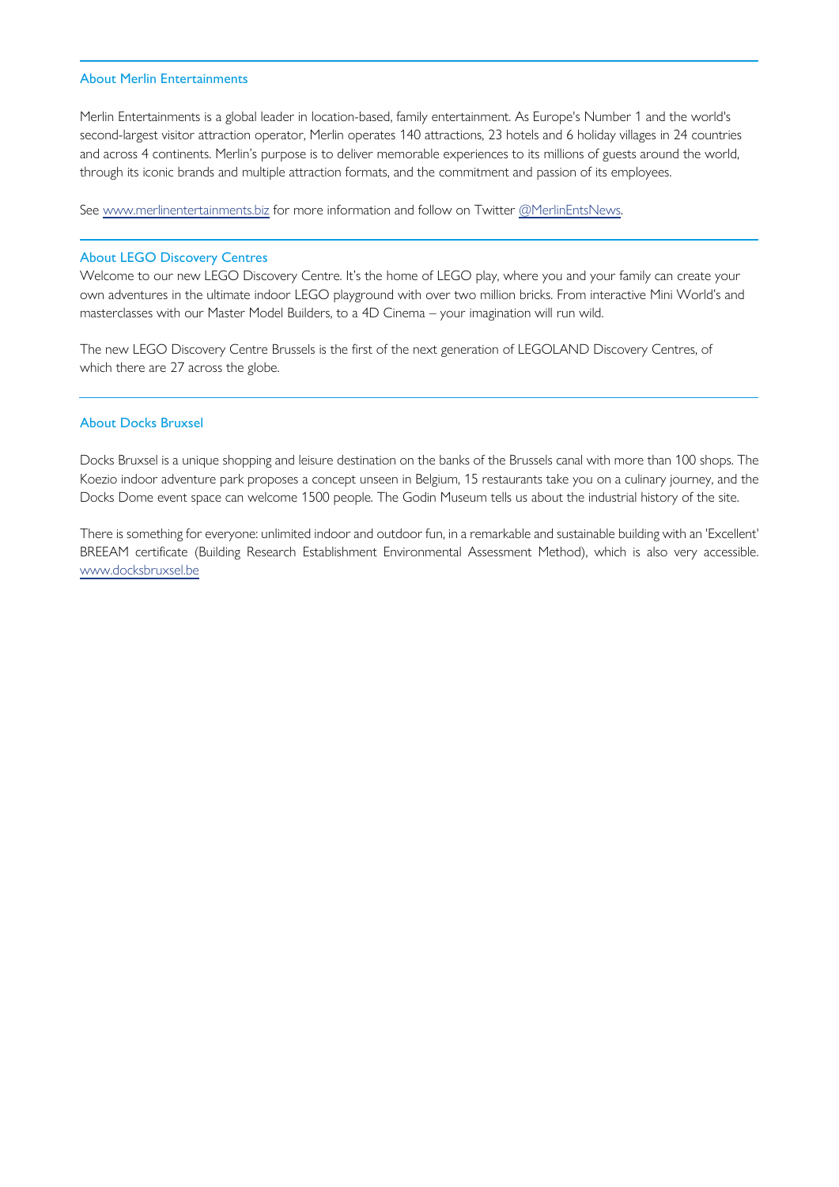## About Merlin Entertainments

Merlin Entertainments is a global leader in location-based, family entertainment. As Europe's Number 1 and the world's second-largest visitor attraction operator, Merlin operates 140 attractions, 23 hotels and 6 holiday villages in 24 countries and across 4 continents. Merlin's purpose is to deliver memorable experiences to its millions of guests around the world, through its iconic brands and multiple attraction formats, and the commitment and passion of its employees.

See [www.merlinentertainments.biz](http://www.merlinentertainments.biz) for more information and follow on Twitter [@MerlinEntsNews](https://twitter.com/MerlinEntsNews).

## About LEGO Discovery Centres

Welcome to our new LEGO Discovery Centre. It's the home of LEGO play, where you and your family can create your own adventures in the ultimate indoor LEGO playground with over two million bricks. From interactive Mini World's and masterclasses with our Master Model Builders, to a 4D Cinema – your imagination will run wild.

The new LEGO Discovery Centre Brussels is the first of the next generation of LEGOLAND Discovery Centres, of which there are 27 across the globe.

## About Docks Bruxsel

Docks Bruxsel is a unique shopping and leisure destination on the banks of the Brussels canal with more than 100 shops. The Koezio indoor adventure park proposes a concept unseen in Belgium, 15 restaurants take you on a culinary journey, and the Docks Dome event space can welcome 1500 people. The Godin Museum tells us about the industrial history of the site.

There is something for everyone: unlimited indoor and outdoor fun, in a remarkable and sustainable building with an 'Excellent' BREEAM certificate (Building Research Establishment Environmental Assessment Method), which is also very accessible. [www.docksbruxsel.be](http://www.docksbruxsel.be)